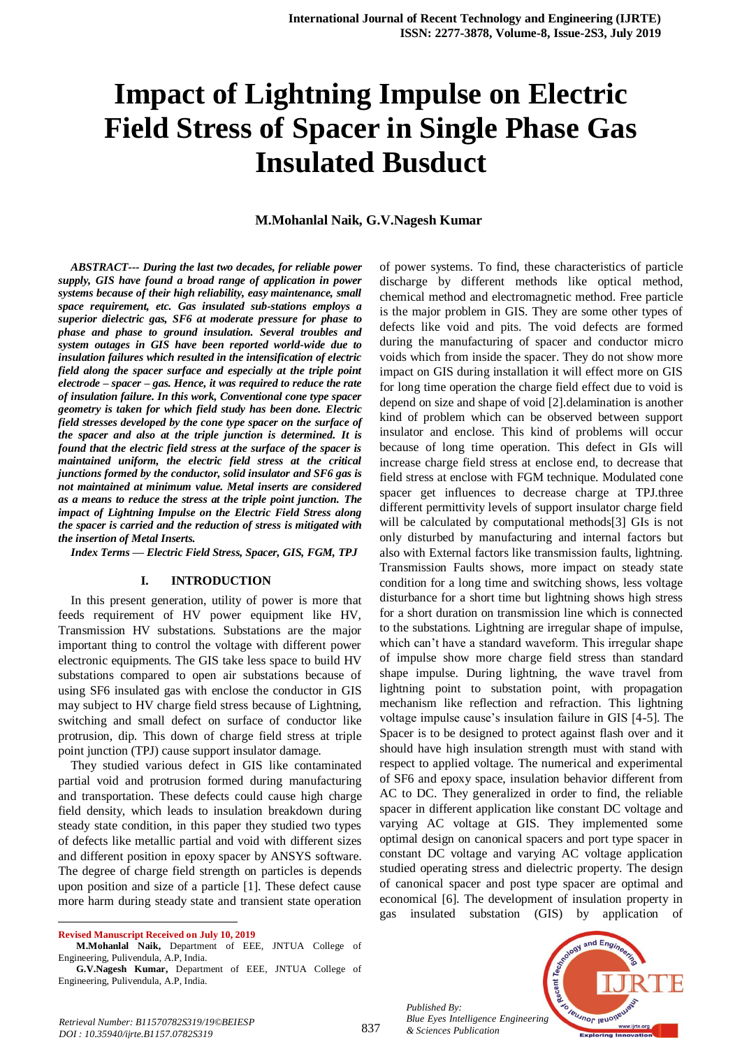# Impact of Lightning Impulse on Electric Field Stress of Spacer in Single Phase Gas Insulated Busduct

**M.Mohanlal Naik, G.V.Nagesh Kumar**

***ABSTRACT--- During the last two decades, for reliable power supply, GIS have found a broad range of application in power systems because of their high reliability, easy maintenance, small space requirement, etc. Gas insulated sub-stations employs a superior dielectric gas, SF6 at moderate pressure for phase to phase and phase to ground insulation. Several troubles and system outages in GIS have been reported world-wide due to insulation failures which resulted in the intensification of electric field along the spacer surface and especially at the triple point electrode – spacer – gas. Hence, it was required to reduce the rate of insulation failure. In this work, Conventional cone type spacer geometry is taken for which field study has been done. Electric field stresses developed by the cone type spacer on the surface of the spacer and also at the triple junction is determined. It is found that the electric field stress at the surface of the spacer is maintained uniform, the electric field stress at the critical junctions formed by the conductor, solid insulator and SF6 gas is not maintained at minimum value. Metal inserts are considered as a means to reduce the stress at the triple point junction. The impact of Lightning Impulse on the Electric Field Stress along the spacer is carried and the reduction of stress is mitigated with the insertion of Metal Inserts.***

***Index Terms — Electric Field Stress, Spacer, GIS, FGM, TPJ***

## I. INTRODUCTION

In this present generation, utility of power is more that feeds requirement of HV power equipment like HV, Transmission HV substations. Substations are the major important thing to control the voltage with different power electronic equipments. The GIS take less space to build HV substations compared to open air substations because of using SF6 insulated gas with enclose the conductor in GIS may subject to HV charge field stress because of Lightning, switching and small defect on surface of conductor like protrusion, dip. This down of charge field stress at triple point junction (TPJ) cause support insulator damage.

They studied various defect in GIS like contaminated partial void and protrusion formed during manufacturing and transportation. These defects could cause high charge field density, which leads to insulation breakdown during steady state condition, in this paper they studied two types of defects like metallic partial and void with different sizes and different position in epoxy spacer by ANSYS software. The degree of charge field strength on particles is depends upon position and size of a particle [1]. These defect cause more harm during steady state and transient state operation of power systems. To find, these characteristics of particle discharge by different methods like optical method, chemical method and electromagnetic method. Free particle is the major problem in GIS. They are some other types of defects like void and pits. The void defects are formed during the manufacturing of spacer and conductor micro voids which from inside the spacer. They do not show more impact on GIS during installation it will effect more on GIS for long time operation the charge field effect due to void is depend on size and shape of void [2].delamination is another kind of problem which can be observed between support insulator and enclose. This kind of problems will occur because of long time operation. This defect in GIs will increase charge field stress at enclose end, to decrease that field stress at enclose with FGM technique. Modulated cone spacer get influences to decrease charge at TPJ.three different permittivity levels of support insulator charge field will be calculated by computational methods[3] GIs is not only disturbed by manufacturing and internal factors but also with External factors like transmission faults, lightning. Transmission Faults shows, more impact on steady state condition for a long time and switching shows, less voltage disturbance for a short time but lightning shows high stress for a short duration on transmission line which is connected to the substations. Lightning are irregular shape of impulse, which can't have a standard waveform. This irregular shape of impulse show more charge field stress than standard shape impulse. During lightning, the wave travel from lightning point to substation point, with propagation mechanism like reflection and refraction. This lightning voltage impulse cause's insulation failure in GIS [4-5]. The Spacer is to be designed to protect against flash over and it should have high insulation strength must with stand with respect to applied voltage. The numerical and experimental of SF6 and epoxy space, insulation behavior different from AC to DC. They generalized in order to find, the reliable spacer in different application like constant DC voltage and varying AC voltage at GIS. They implemented some optimal design on canonical spacers and port type spacer in constant DC voltage and varying AC voltage application studied operating stress and dielectric property. The design of canonical spacer and post type spacer are optimal and economical [6]. The development of insulation property in gas insulated substation (GIS) by application of

---

**Revised Manuscript Received on July 10, 2019**

**M.Mohanlal Naik,** Department of EEE, JNTUA College of Engineering, Pulivendula, A.P, India.

**G.V.Nagesh Kumar,** Department of EEE, JNTUA College of Engineering, Pulivendula, A.P, India.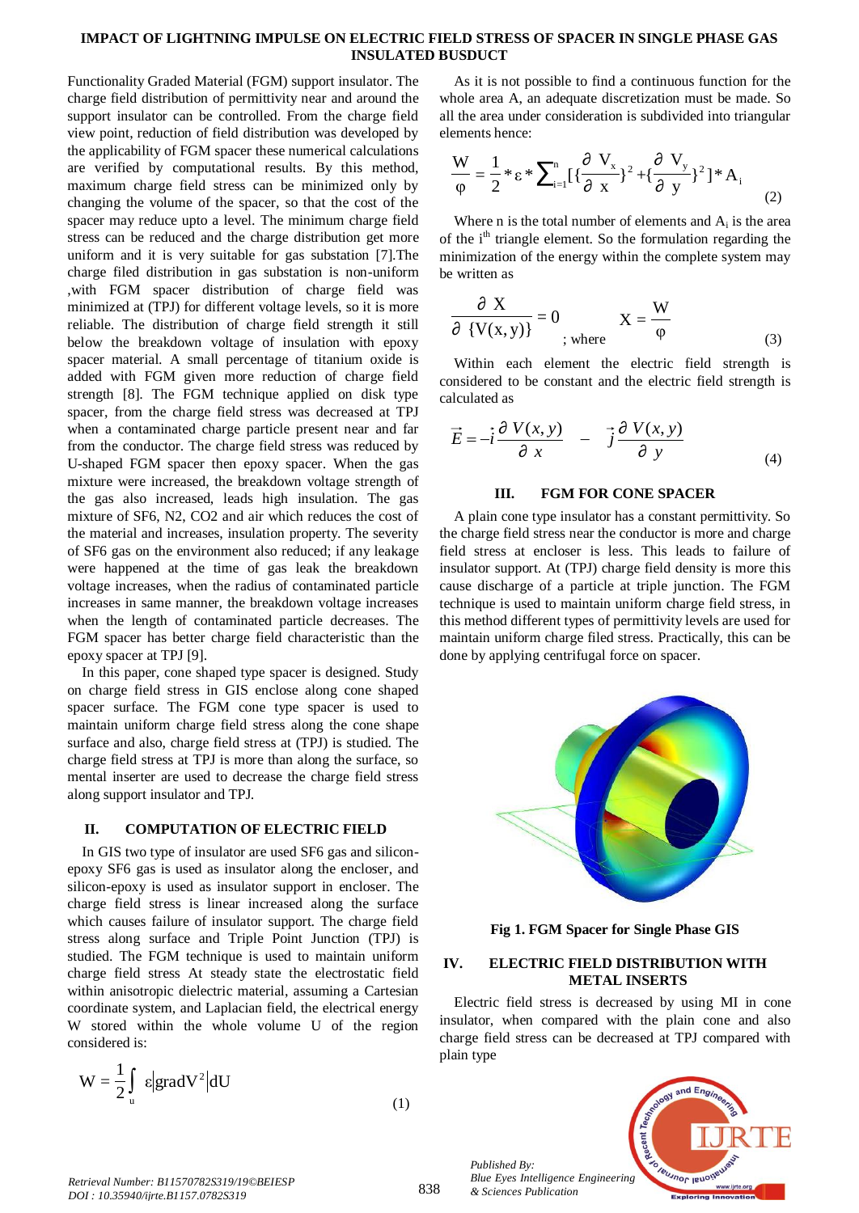Functionality Graded Material (FGM) support insulator. The charge field distribution of permittivity near and around the support insulator can be controlled. From the charge field view point, reduction of field distribution was developed by the applicability of FGM spacer these numerical calculations are verified by computational results. By this method, maximum charge field stress can be minimized only by changing the volume of the spacer, so that the cost of the spacer may reduce upto a level. The minimum charge field stress can be reduced and the charge distribution get more uniform and it is very suitable for gas substation [7].The charge filed distribution in gas substation is non-uniform ,with FGM spacer distribution of charge field was minimized at (TPJ) for different voltage levels, so it is more reliable. The distribution of charge field strength it still below the breakdown voltage of insulation with epoxy spacer material. A small percentage of titanium oxide is added with FGM given more reduction of charge field strength [8]. The FGM technique applied on disk type spacer, from the charge field stress was decreased at TPJ when a contaminated charge particle present near and far from the conductor. The charge field stress was reduced by U-shaped FGM spacer then epoxy spacer. When the gas mixture were increased, the breakdown voltage strength of the gas also increased, leads high insulation. The gas mixture of SF6, N2, CO2 and air which reduces the cost of the material and increases, insulation property. The severity of SF6 gas on the environment also reduced; if any leakage were happened at the time of gas leak the breakdown voltage increases, when the radius of contaminated particle increases in same manner, the breakdown voltage increases when the length of contaminated particle decreases. The FGM spacer has better charge field characteristic than the epoxy spacer at TPJ [9].

In this paper, cone shaped type spacer is designed. Study on charge field stress in GIS enclose along cone shaped spacer surface. The FGM cone type spacer is used to maintain uniform charge field stress along the cone shape surface and also, charge field stress at (TPJ) is studied. The charge field stress at TPJ is more than along the surface, so mental inserter are used to decrease the charge field stress along support insulator and TPJ.

## II. COMPUTATION OF ELECTRIC FIELD

In GIS two type of insulator are used SF6 gas and silicon-epoxy SF6 gas is used as insulator along the encloser, and silicon-epoxy is used as insulator support in encloser. The charge field stress is linear increased along the surface which causes failure of insulator support. The charge field stress along surface and Triple Point Junction (TPJ) is studied. The FGM technique is used to maintain uniform charge field stress At steady state the electrostatic field within anisotropic dielectric material, assuming a Cartesian coordinate system, and Laplacian field, the electrical energy W stored within the whole volume U of the region considered is:

$$W = \frac{1}{2}\int_{u} \varepsilon \left|\mathrm{grad}V^{2}\right| dU \tag{1}$$

As it is not possible to find a continuous function for the whole area A, an adequate discretization must be made. So all the area under consideration is subdivided into triangular elements hence:

$$\frac{W}{\varphi} = \frac{1}{2} * \varepsilon * \sum_{i=1}^{n} [\{\frac{\partial V_x}{\partial x}\}^2 + \{\frac{\partial V_y}{\partial y}\}^2] * A_i \tag{2}$$

Where n is the total number of elements and $A_i$ is the area of the $i^{th}$ triangle element. So the formulation regarding the minimization of the energy within the complete system may be written as

$$\frac{\partial X}{\partial \{V(x,y)\}} = 0 \quad ; \text{where} \quad X = \frac{W}{\varphi} \tag{3}$$

Within each element the electric field strength is considered to be constant and the electric field strength is calculated as

$$\vec{E} = -\vec{i}\frac{\partial V(x,y)}{\partial x} - \vec{j}\frac{\partial V(x,y)}{\partial y} \tag{4}$$

## III. FGM FOR CONE SPACER

A plain cone type insulator has a constant permittivity. So the charge field stress near the conductor is more and charge field stress at encloser is less. This leads to failure of insulator support. At (TPJ) charge field density is more this cause discharge of a particle at triple junction. The FGM technique is used to maintain uniform charge field stress, in this method different types of permittivity levels are used for maintain uniform charge filed stress. Practically, this can be done by applying centrifugal force on spacer.

**Fig 1. FGM Spacer for Single Phase GIS**

## IV. ELECTRIC FIELD DISTRIBUTION WITH METAL INSERTS

Electric field stress is decreased by using MI in cone insulator, when compared with the plain cone and also charge field stress can be decreased at TPJ compared with plain type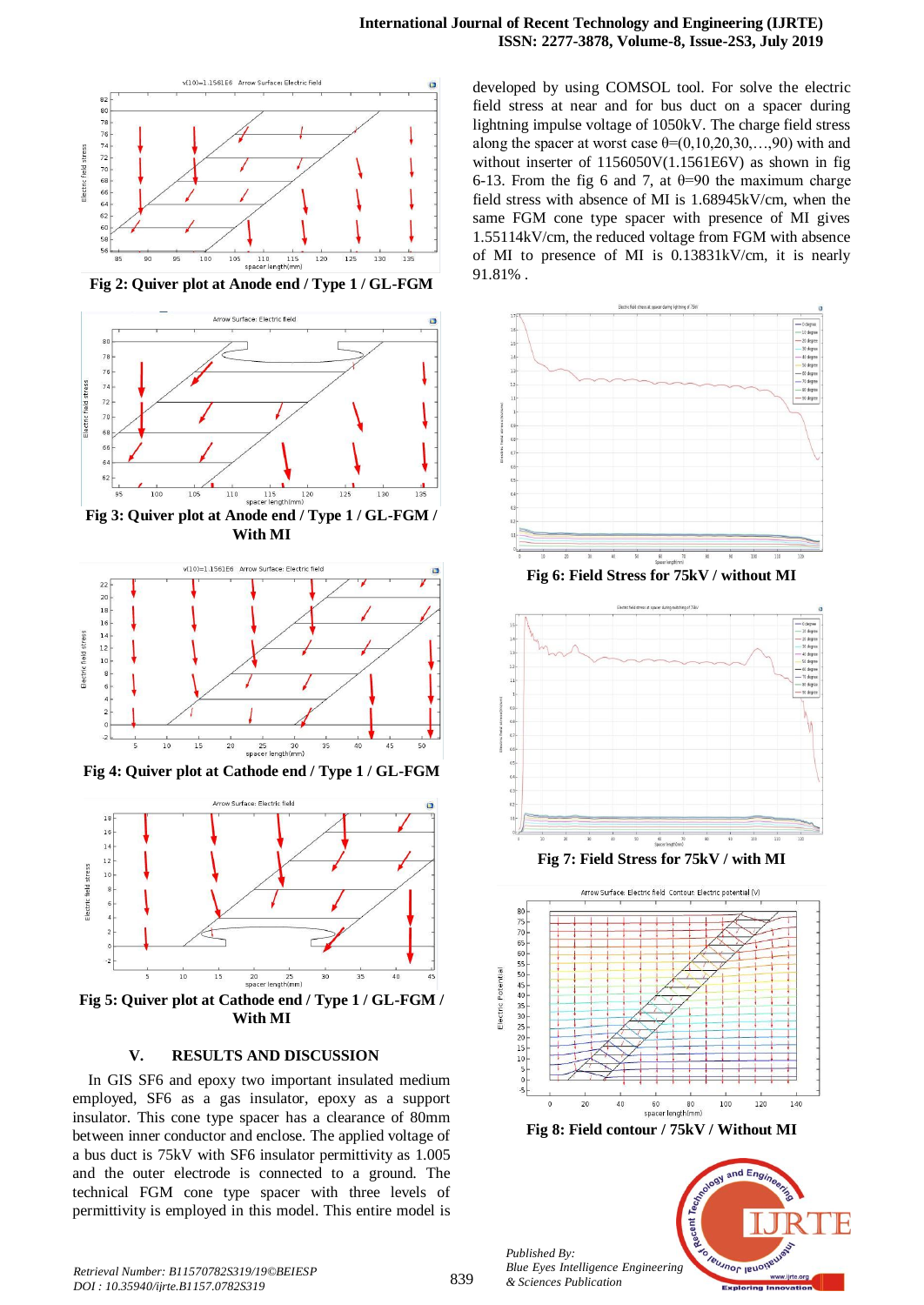Fig 2: Quiver plot at Anode end / Type 1 / GL-FGM

Fig 3: Quiver plot at Anode end / Type 1 / GL-FGM / With MI

Fig 4: Quiver plot at Cathode end / Type 1 / GL-FGM

Fig 5: Quiver plot at Cathode end / Type 1 / GL-FGM / With MI

## V. RESULTS AND DISCUSSION

In GIS SF6 and epoxy two important insulated medium employed, SF6 as a gas insulator, epoxy as a support insulator. This cone type spacer has a clearance of 80mm between inner conductor and enclose. The applied voltage of a bus duct is 75kV with SF6 insulator permittivity as 1.005 and the outer electrode is connected to a ground. The technical FGM cone type spacer with three levels of permittivity is employed in this model. This entire model is developed by using COMSOL tool. For solve the electric field stress at near and for bus duct on a spacer during lightning impulse voltage of 1050kV. The charge field stress along the spacer at worst case θ=(0,10,20,30,…,90) with and without inserter of 1156050V(1.1561E6V) as shown in fig 6-13. From the fig 6 and 7, at θ=90 the maximum charge field stress with absence of MI is 1.68945kV/cm, when the same FGM cone type spacer with presence of MI gives 1.55114kV/cm, the reduced voltage from FGM with absence of MI to presence of MI is 0.13831kV/cm, it is nearly 91.81% .

Fig 6: Field Stress for 75kV / without MI

Fig 7: Field Stress for 75kV / with MI

Fig 8: Field contour / 75kV / Without MI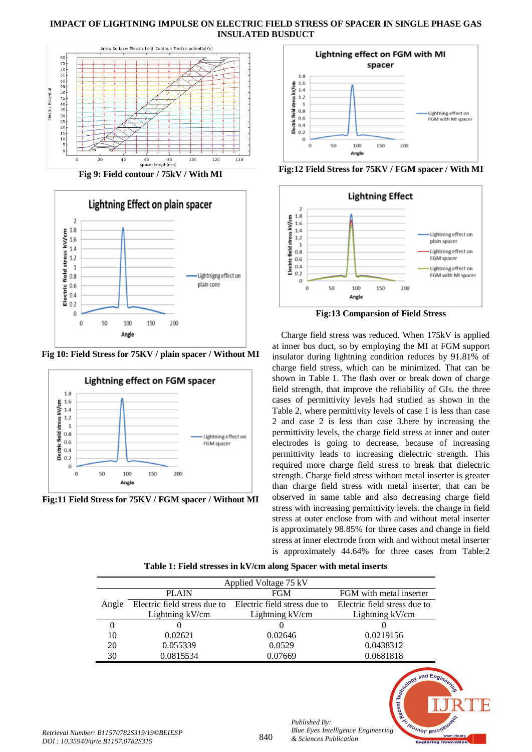Fig 9: Field contour / 75kV / With MI

Fig 10: Field Stress for 75KV / plain spacer / Without MI

Fig:11 Field Stress for 75KV / FGM spacer / Without MI

Fig:12 Field Stress for 75KV / FGM spacer / With MI

Fig:13 Comparsion of Field Stress

Charge field stress was reduced. When 175kV is applied at inner bus duct, so by employing the MI at FGM support insulator during lightning condition reduces by 91.81% of charge field stress, which can be minimized. That can be shown in Table 1. The flash over or break down of charge field strength, that improve the reliability of GIs. the three cases of permittivity levels had studied as shown in the Table 2, where permittivity levels of case 1 is less than case 2 and case 2 is less than case 3.here by increasing the permittivity levels, the charge field stress at inner and outer electrodes is going to decrease, because of increasing permittivity leads to increasing dielectric strength. This required more charge field stress to break that dielectric strength. Charge field stress without metal inserter is greater than charge field stress with metal inserter, that can be observed in same table and also decreasing charge field stress with increasing permittivity levels. the change in field stress at outer enclose from with and without metal inserter is approximately 98.85% for three cases and change in field stress at inner electrode from with and without metal inserter is approximately 44.64% for three cases from Table:2

**Table 1: Field stresses in kV/cm along Spacer with metal inserts**

| | Applied Voltage 75 kV | | |
|---|---|---|---|
| | PLAIN | FGM | FGM with metal inserter |
| Angle | Electric field stress due to Lightning kV/cm | Electric field stress due to Lightning kV/cm | Electric field stress due to Lightning kV/cm |
| 0 | 0 | 0 | 0 |
| 10 | 0.02621 | 0.02646 | 0.0219156 |
| 20 | 0.055339 | 0.0529 | 0.0438312 |
| 30 | 0.0815534 | 0.07669 | 0.0681818 |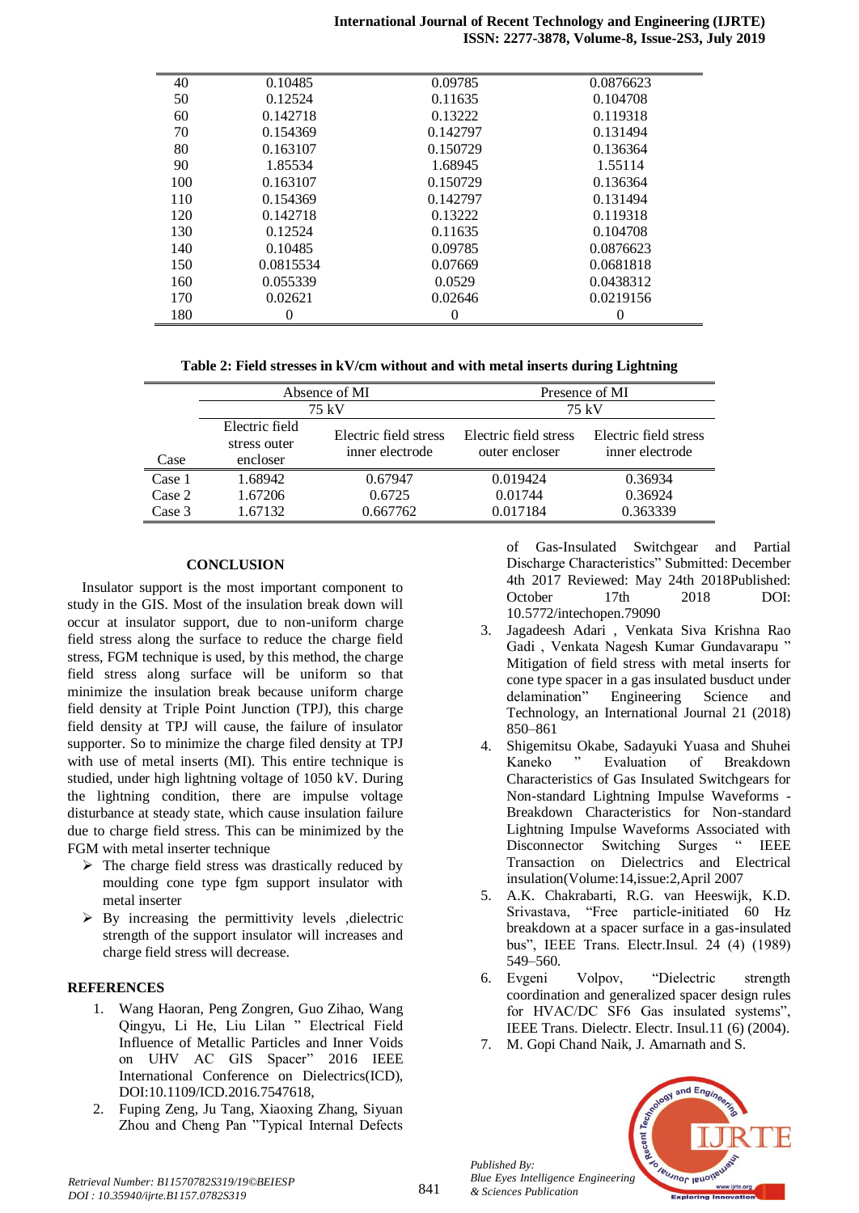| | | | |
|---|---|---|---|
| 40 | 0.10485 | 0.09785 | 0.0876623 |
| 50 | 0.12524 | 0.11635 | 0.104708 |
| 60 | 0.142718 | 0.13222 | 0.119318 |
| 70 | 0.154369 | 0.142797 | 0.131494 |
| 80 | 0.163107 | 0.150729 | 0.136364 |
| 90 | 1.85534 | 1.68945 | 1.55114 |
| 100 | 0.163107 | 0.150729 | 0.136364 |
| 110 | 0.154369 | 0.142797 | 0.131494 |
| 120 | 0.142718 | 0.13222 | 0.119318 |
| 130 | 0.12524 | 0.11635 | 0.104708 |
| 140 | 0.10485 | 0.09785 | 0.0876623 |
| 150 | 0.0815534 | 0.07669 | 0.0681818 |
| 160 | 0.055339 | 0.0529 | 0.0438312 |
| 170 | 0.02621 | 0.02646 | 0.0219156 |
| 180 | 0 | 0 | 0 |

**Table 2: Field stresses in kV/cm without and with metal inserts during Lightning**

| | Absence of MI | | Presence of MI | |
|---|---|---|---|---|
| | 75 kV | | 75 kV | |
| Case | Electric field stress outer encloser | Electric field stress inner electrode | Electric field stress outer encloser | Electric field stress inner electrode |
| Case 1 | 1.68942 | 0.67947 | 0.019424 | 0.36934 |
| Case 2 | 1.67206 | 0.6725 | 0.01744 | 0.36924 |
| Case 3 | 1.67132 | 0.667762 | 0.017184 | 0.363339 |

## CONCLUSION

Insulator support is the most important component to study in the GIS. Most of the insulation break down will occur at insulator support, due to non-uniform charge field stress along the surface to reduce the charge field stress, FGM technique is used, by this method, the charge field stress along surface will be uniform so that minimize the insulation break because uniform charge field density at Triple Point Junction (TPJ), this charge field density at TPJ will cause, the failure of insulator supporter. So to minimize the charge filed density at TPJ with use of metal inserts (MI). This entire technique is studied, under high lightning voltage of 1050 kV. During the lightning condition, there are impulse voltage disturbance at steady state, which cause insulation failure due to charge field stress. This can be minimized by the FGM with metal inserter technique

- The charge field stress was drastically reduced by moulding cone type fgm support insulator with metal inserter
- By increasing the permittivity levels ,dielectric strength of the support insulator will increases and charge field stress will decrease.

## REFERENCES

1. Wang Haoran, Peng Zongren, Guo Zihao, Wang Qingyu, Li He, Liu Lilan " Electrical Field Influence of Metallic Particles and Inner Voids on UHV AC GIS Spacer" 2016 IEEE International Conference on Dielectrics(ICD), DOI:10.1109/ICD.2016.7547618,
2. Fuping Zeng, Ju Tang, Xiaoxing Zhang, Siyuan Zhou and Cheng Pan "Typical Internal Defects of Gas-Insulated Switchgear and Partial Discharge Characteristics" Submitted: December 4th 2017 Reviewed: May 24th 2018Published: October 17th 2018 DOI: 10.5772/intechopen.79090
3. Jagadeesh Adari , Venkata Siva Krishna Rao Gadi , Venkata Nagesh Kumar Gundavarapu " Mitigation of field stress with metal inserts for cone type spacer in a gas insulated busduct under delamination" Engineering Science and Technology, an International Journal 21 (2018) 850–861
4. Shigemitsu Okabe, Sadayuki Yuasa and Shuhei Kaneko " Evaluation of Breakdown Characteristics of Gas Insulated Switchgears for Non-standard Lightning Impulse Waveforms - Breakdown Characteristics for Non-standard Lightning Impulse Waveforms Associated with Disconnector Switching Surges " IEEE Transaction on Dielectrics and Electrical insulation(Volume:14,issue:2,April 2007
5. A.K. Chakrabarti, R.G. van Heeswijk, K.D. Srivastava, "Free particle-initiated 60 Hz breakdown at a spacer surface in a gas-insulated bus", IEEE Trans. Electr.Insul. 24 (4) (1989) 549–560.
6. Evgeni Volpov, "Dielectric strength coordination and generalized spacer design rules for HVAC/DC SF6 Gas insulated systems", IEEE Trans. Dielectr. Electr. Insul.11 (6) (2004).
7. M. Gopi Chand Naik, J. Amarnath and S.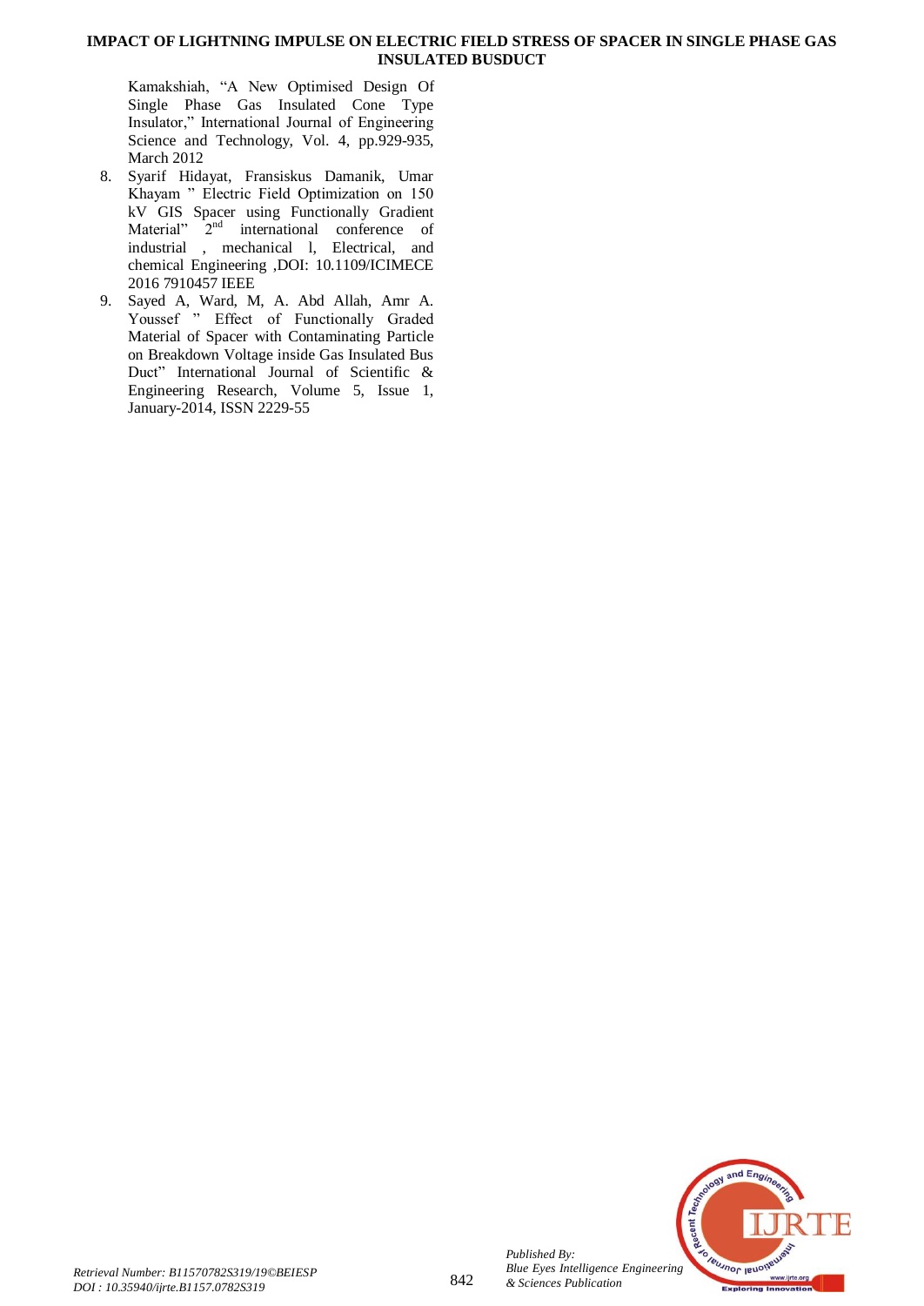Kamakshiah, "A New Optimised Design Of Single Phase Gas Insulated Cone Type Insulator," International Journal of Engineering Science and Technology, Vol. 4, pp.929-935, March 2012

8. Syarif Hidayat, Fransiskus Damanik, Umar Khayam " Electric Field Optimization on 150 kV GIS Spacer using Functionally Gradient Material" 2[nd] international conference of industrial , mechanical l, Electrical, and chemical Engineering ,DOI: 10.1109/ICIMECE 2016 7910457 IEEE
9. Sayed A, Ward, M, A. Abd Allah, Amr A. Youssef " Effect of Functionally Graded Material of Spacer with Contaminating Particle on Breakdown Voltage inside Gas Insulated Bus Duct" International Journal of Scientific & Engineering Research, Volume 5, Issue 1, January-2014, ISSN 2229-55